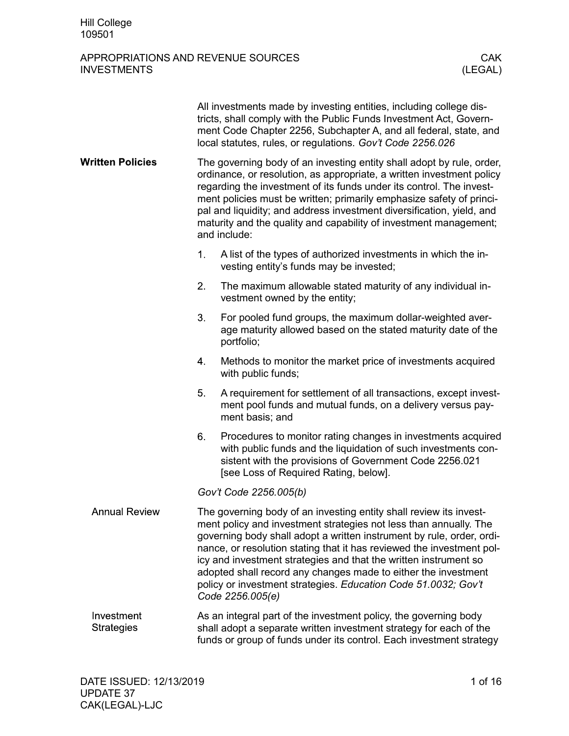# APPROPRIATIONS AND REVENUE SOURCES
## INVESTMENTS

CAK (LEGAL)

All investments made by investing entities, including college districts, shall comply with the Public Funds Investment Act, Government Code Chapter 2256, Subchapter A, and all federal, state, and local statutes, rules, or regulations. *Gov't Code 2256.026*

### Written Policies

The governing body of an investing entity shall adopt by rule, order, ordinance, or resolution, as appropriate, a written investment policy regarding the investment of its funds under its control. The investment policies must be written; primarily emphasize safety of principal and liquidity; and address investment diversification, yield, and maturity and the quality and capability of investment management; and include:

1. A list of the types of authorized investments in which the investing entity's funds may be invested;
2. The maximum allowable stated maturity of any individual investment owned by the entity;
3. For pooled fund groups, the maximum dollar-weighted average maturity allowed based on the stated maturity date of the portfolio;
4. Methods to monitor the market price of investments acquired with public funds;
5. A requirement for settlement of all transactions, except investment pool funds and mutual funds, on a delivery versus payment basis; and
6. Procedures to monitor rating changes in investments acquired with public funds and the liquidation of such investments consistent with the provisions of Government Code 2256.021 [see Loss of Required Rating, below].

*Gov't Code 2256.005(b)*

#### Annual Review

The governing body of an investing entity shall review its investment policy and investment strategies not less than annually. The governing body shall adopt a written instrument by rule, order, ordinance, or resolution stating that it has reviewed the investment policy and investment strategies and that the written instrument so adopted shall record any changes made to either the investment policy or investment strategies. *Education Code 51.0032; Gov't Code 2256.005(e)*

#### Investment Strategies

As an integral part of the investment policy, the governing body shall adopt a separate written investment strategy for each of the funds or group of funds under its control. Each investment strategy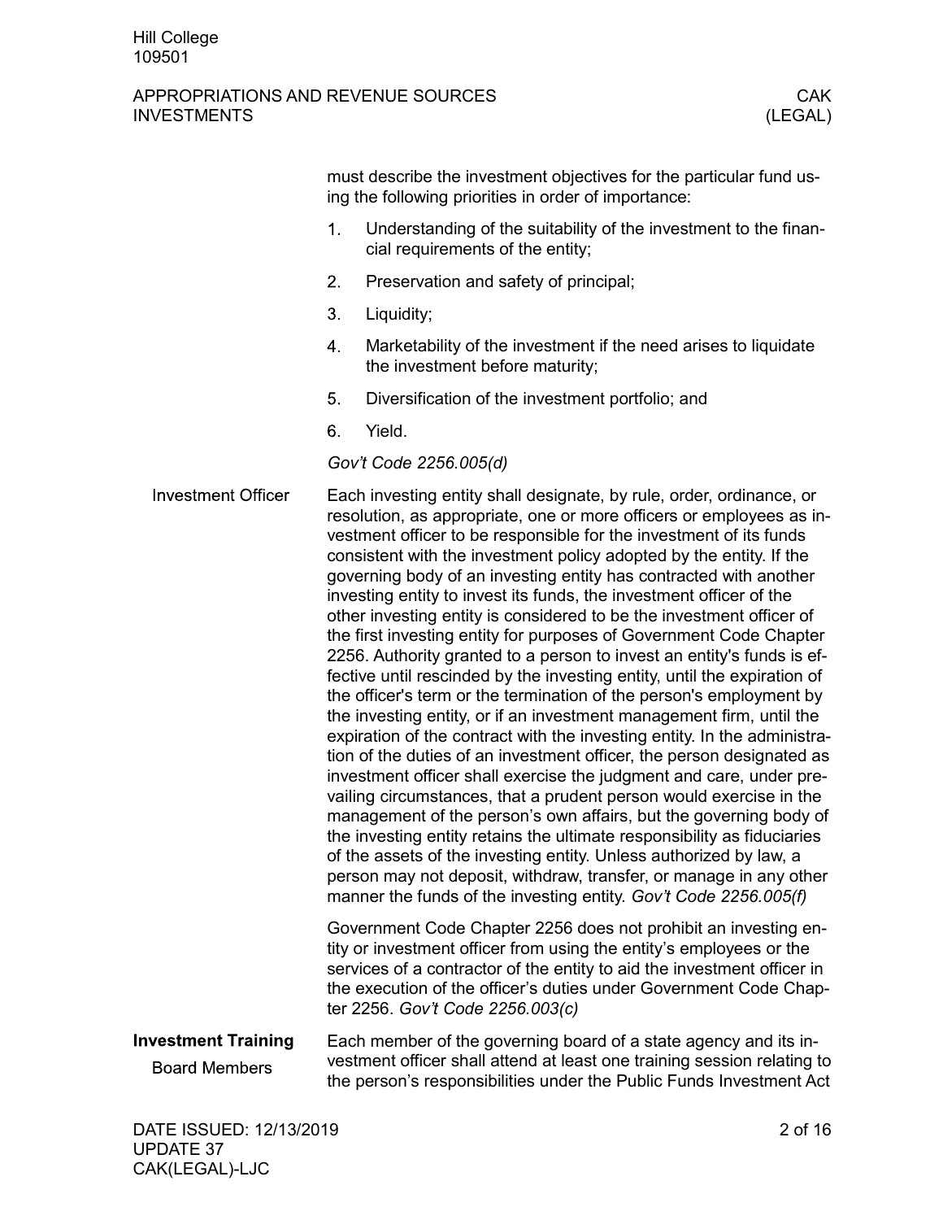must describe the investment objectives for the particular fund using the following priorities in order of importance:

1. Understanding of the suitability of the investment to the financial requirements of the entity;
2. Preservation and safety of principal;
3. Liquidity;
4. Marketability of the investment if the need arises to liquidate the investment before maturity;
5. Diversification of the investment portfolio; and
6. Yield.

*Gov't Code 2256.005(d)*

## Investment Officer

Each investing entity shall designate, by rule, order, ordinance, or resolution, as appropriate, one or more officers or employees as investment officer to be responsible for the investment of its funds consistent with the investment policy adopted by the entity. If the governing body of an investing entity has contracted with another investing entity to invest its funds, the investment officer of the other investing entity is considered to be the investment officer of the first investing entity for purposes of Government Code Chapter 2256. Authority granted to a person to invest an entity's funds is effective until rescinded by the investing entity, until the expiration of the officer's term or the termination of the person's employment by the investing entity, or if an investment management firm, until the expiration of the contract with the investing entity. In the administration of the duties of an investment officer, the person designated as investment officer shall exercise the judgment and care, under prevailing circumstances, that a prudent person would exercise in the management of the person's own affairs, but the governing body of the investing entity retains the ultimate responsibility as fiduciaries of the assets of the investing entity. Unless authorized by law, a person may not deposit, withdraw, transfer, or manage in any other manner the funds of the investing entity. *Gov't Code 2256.005(f)*

Government Code Chapter 2256 does not prohibit an investing entity or investment officer from using the entity's employees or the services of a contractor of the entity to aid the investment officer in the execution of the officer's duties under Government Code Chapter 2256. *Gov't Code 2256.003(c)*

## Investment Training

### Board Members

Each member of the governing board of a state agency and its investment officer shall attend at least one training session relating to the person's responsibilities under the Public Funds Investment Act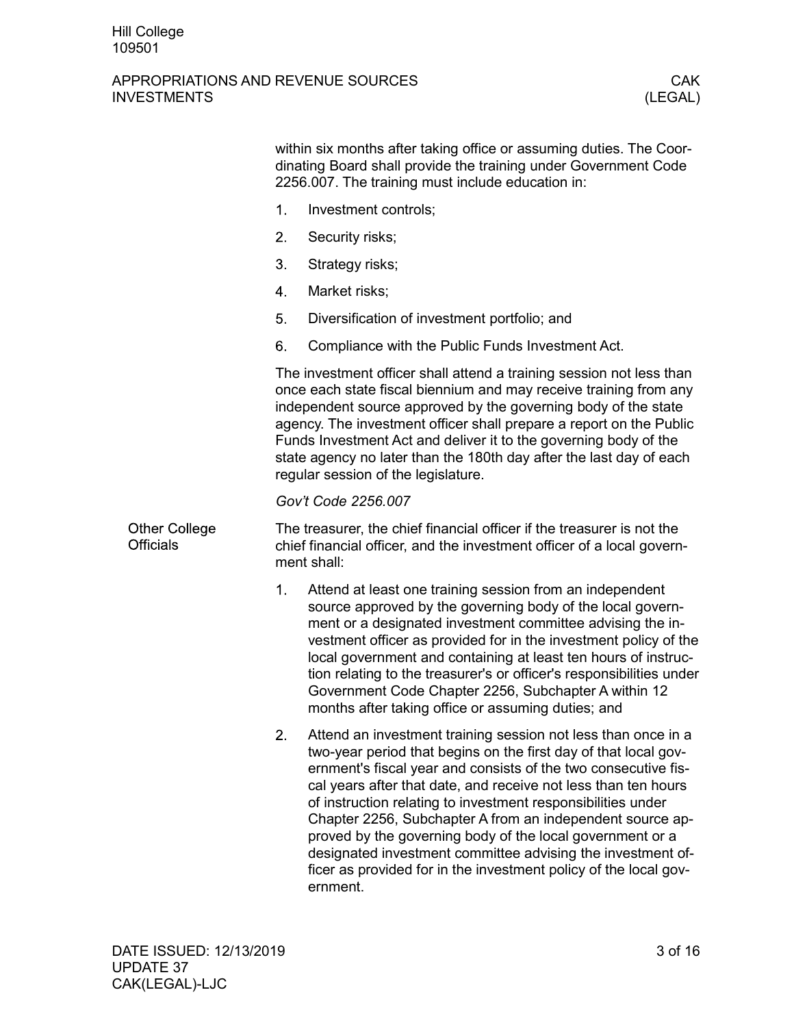within six months after taking office or assuming duties. The Coordinating Board shall provide the training under Government Code 2256.007. The training must include education in:

1. Investment controls;
2. Security risks;
3. Strategy risks;
4. Market risks;
5. Diversification of investment portfolio; and
6. Compliance with the Public Funds Investment Act.

The investment officer shall attend a training session not less than once each state fiscal biennium and may receive training from any independent source approved by the governing body of the state agency. The investment officer shall prepare a report on the Public Funds Investment Act and deliver it to the governing body of the state agency no later than the 180th day after the last day of each regular session of the legislature.

*Gov't Code 2256.007*

### Other College Officials

The treasurer, the chief financial officer if the treasurer is not the chief financial officer, and the investment officer of a local government shall:

1. Attend at least one training session from an independent source approved by the governing body of the local government or a designated investment committee advising the investment officer as provided for in the investment policy of the local government and containing at least ten hours of instruction relating to the treasurer's or officer's responsibilities under Government Code Chapter 2256, Subchapter A within 12 months after taking office or assuming duties; and
2. Attend an investment training session not less than once in a two-year period that begins on the first day of that local government's fiscal year and consists of the two consecutive fiscal years after that date, and receive not less than ten hours of instruction relating to investment responsibilities under Chapter 2256, Subchapter A from an independent source approved by the governing body of the local government or a designated investment committee advising the investment officer as provided for in the investment policy of the local government.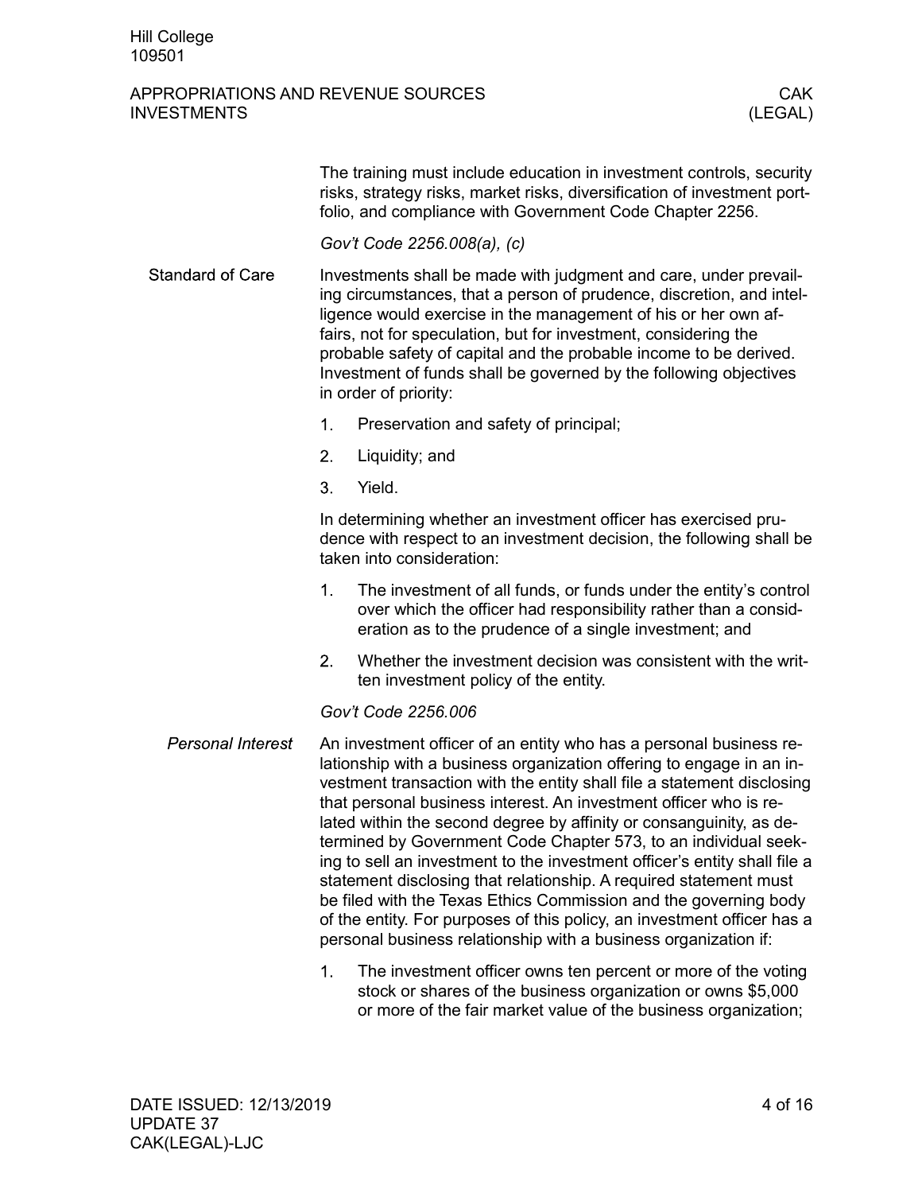The training must include education in investment controls, security risks, strategy risks, market risks, diversification of investment portfolio, and compliance with Government Code Chapter 2256.

*Gov't Code 2256.008(a), (c)*

## Standard of Care

Investments shall be made with judgment and care, under prevailing circumstances, that a person of prudence, discretion, and intelligence would exercise in the management of his or her own affairs, not for speculation, but for investment, considering the probable safety of capital and the probable income to be derived. Investment of funds shall be governed by the following objectives in order of priority:

1. Preservation and safety of principal;
2. Liquidity; and
3. Yield.

In determining whether an investment officer has exercised prudence with respect to an investment decision, the following shall be taken into consideration:

1. The investment of all funds, or funds under the entity's control over which the officer had responsibility rather than a consideration as to the prudence of a single investment; and
2. Whether the investment decision was consistent with the written investment policy of the entity.

*Gov't Code 2256.006*

### *Personal Interest*

An investment officer of an entity who has a personal business relationship with a business organization offering to engage in an investment transaction with the entity shall file a statement disclosing that personal business interest. An investment officer who is related within the second degree by affinity or consanguinity, as determined by Government Code Chapter 573, to an individual seeking to sell an investment to the investment officer's entity shall file a statement disclosing that relationship. A required statement must be filed with the Texas Ethics Commission and the governing body of the entity. For purposes of this policy, an investment officer has a personal business relationship with a business organization if:

1. The investment officer owns ten percent or more of the voting stock or shares of the business organization or owns $5,000 or more of the fair market value of the business organization;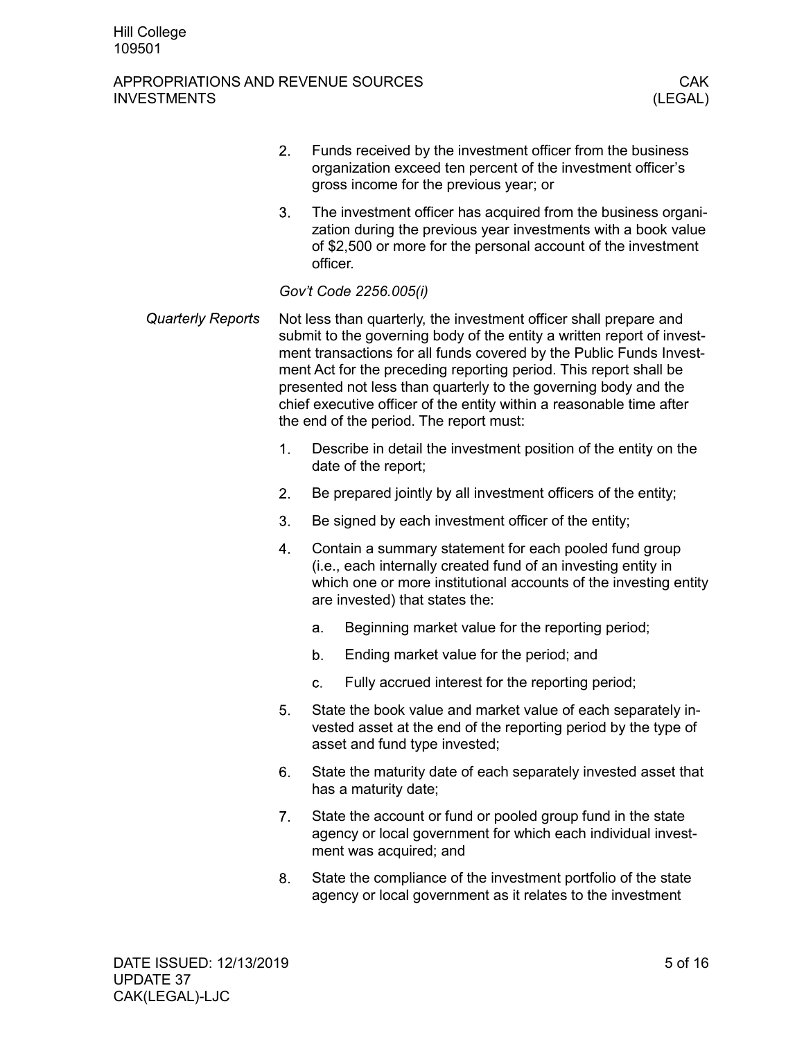2. Funds received by the investment officer from the business organization exceed ten percent of the investment officer's gross income for the previous year; or

3. The investment officer has acquired from the business organization during the previous year investments with a book value of $2,500 or more for the personal account of the investment officer.

*Gov't Code 2256.005(i)*

*Quarterly Reports*

Not less than quarterly, the investment officer shall prepare and submit to the governing body of the entity a written report of investment transactions for all funds covered by the Public Funds Investment Act for the preceding reporting period. This report shall be presented not less than quarterly to the governing body and the chief executive officer of the entity within a reasonable time after the end of the period. The report must:

1. Describe in detail the investment position of the entity on the date of the report;
2. Be prepared jointly by all investment officers of the entity;
3. Be signed by each investment officer of the entity;
4. Contain a summary statement for each pooled fund group (i.e., each internally created fund of an investing entity in which one or more institutional accounts of the investing entity are invested) that states the:
    a. Beginning market value for the reporting period;
    b. Ending market value for the period; and
    c. Fully accrued interest for the reporting period;
5. State the book value and market value of each separately invested asset at the end of the reporting period by the type of asset and fund type invested;
6. State the maturity date of each separately invested asset that has a maturity date;
7. State the account or fund or pooled group fund in the state agency or local government for which each individual investment was acquired; and
8. State the compliance of the investment portfolio of the state agency or local government as it relates to the investment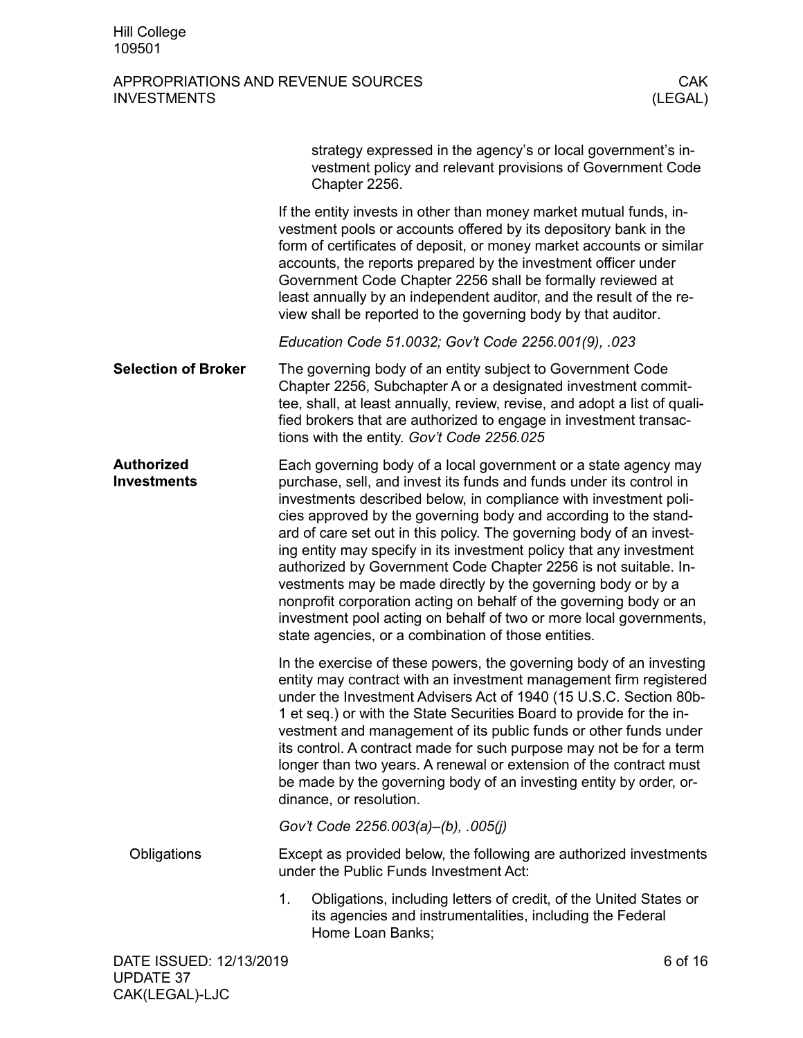strategy expressed in the agency's or local government's investment policy and relevant provisions of Government Code Chapter 2256.

If the entity invests in other than money market mutual funds, investment pools or accounts offered by its depository bank in the form of certificates of deposit, or money market accounts or similar accounts, the reports prepared by the investment officer under Government Code Chapter 2256 shall be formally reviewed at least annually by an independent auditor, and the result of the review shall be reported to the governing body by that auditor.

*Education Code 51.0032; Gov't Code 2256.001(9), .023*

## Selection of Broker

The governing body of an entity subject to Government Code Chapter 2256, Subchapter A or a designated investment committee, shall, at least annually, review, revise, and adopt a list of qualified brokers that are authorized to engage in investment transactions with the entity. *Gov't Code 2256.025*

## Authorized Investments

Each governing body of a local government or a state agency may purchase, sell, and invest its funds and funds under its control in investments described below, in compliance with investment policies approved by the governing body and according to the standard of care set out in this policy. The governing body of an investing entity may specify in its investment policy that any investment authorized by Government Code Chapter 2256 is not suitable. Investments may be made directly by the governing body or by a nonprofit corporation acting on behalf of the governing body or an investment pool acting on behalf of two or more local governments, state agencies, or a combination of those entities.

In the exercise of these powers, the governing body of an investing entity may contract with an investment management firm registered under the Investment Advisers Act of 1940 (15 U.S.C. Section 80b-1 et seq.) or with the State Securities Board to provide for the investment and management of its public funds or other funds under its control. A contract made for such purpose may not be for a term longer than two years. A renewal or extension of the contract must be made by the governing body of an investing entity by order, ordinance, or resolution.

*Gov't Code 2256.003(a)–(b), .005(j)*

### Obligations

Except as provided below, the following are authorized investments under the Public Funds Investment Act:

1. Obligations, including letters of credit, of the United States or its agencies and instrumentalities, including the Federal Home Loan Banks;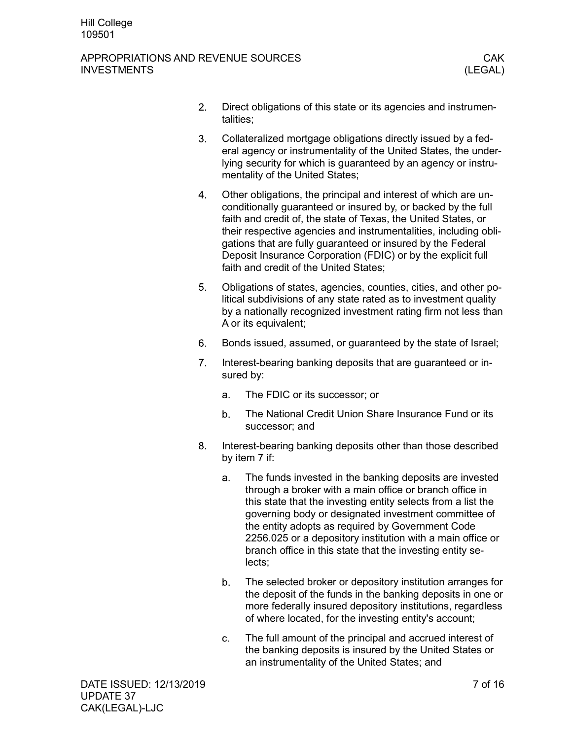2. Direct obligations of this state or its agencies and instrumentalities;

3. Collateralized mortgage obligations directly issued by a federal agency or instrumentality of the United States, the underlying security for which is guaranteed by an agency or instrumentality of the United States;

4. Other obligations, the principal and interest of which are unconditionally guaranteed or insured by, or backed by the full faith and credit of, the state of Texas, the United States, or their respective agencies and instrumentalities, including obligations that are fully guaranteed or insured by the Federal Deposit Insurance Corporation (FDIC) or by the explicit full faith and credit of the United States;

5. Obligations of states, agencies, counties, cities, and other political subdivisions of any state rated as to investment quality by a nationally recognized investment rating firm not less than A or its equivalent;

6. Bonds issued, assumed, or guaranteed by the state of Israel;

7. Interest-bearing banking deposits that are guaranteed or insured by:

   a. The FDIC or its successor; or

   b. The National Credit Union Share Insurance Fund or its successor; and

8. Interest-bearing banking deposits other than those described by item 7 if:

   a. The funds invested in the banking deposits are invested through a broker with a main office or branch office in this state that the investing entity selects from a list the governing body or designated investment committee of the entity adopts as required by Government Code 2256.025 or a depository institution with a main office or branch office in this state that the investing entity selects;

   b. The selected broker or depository institution arranges for the deposit of the funds in the banking deposits in one or more federally insured depository institutions, regardless of where located, for the investing entity's account;

   c. The full amount of the principal and accrued interest of the banking deposits is insured by the United States or an instrumentality of the United States; and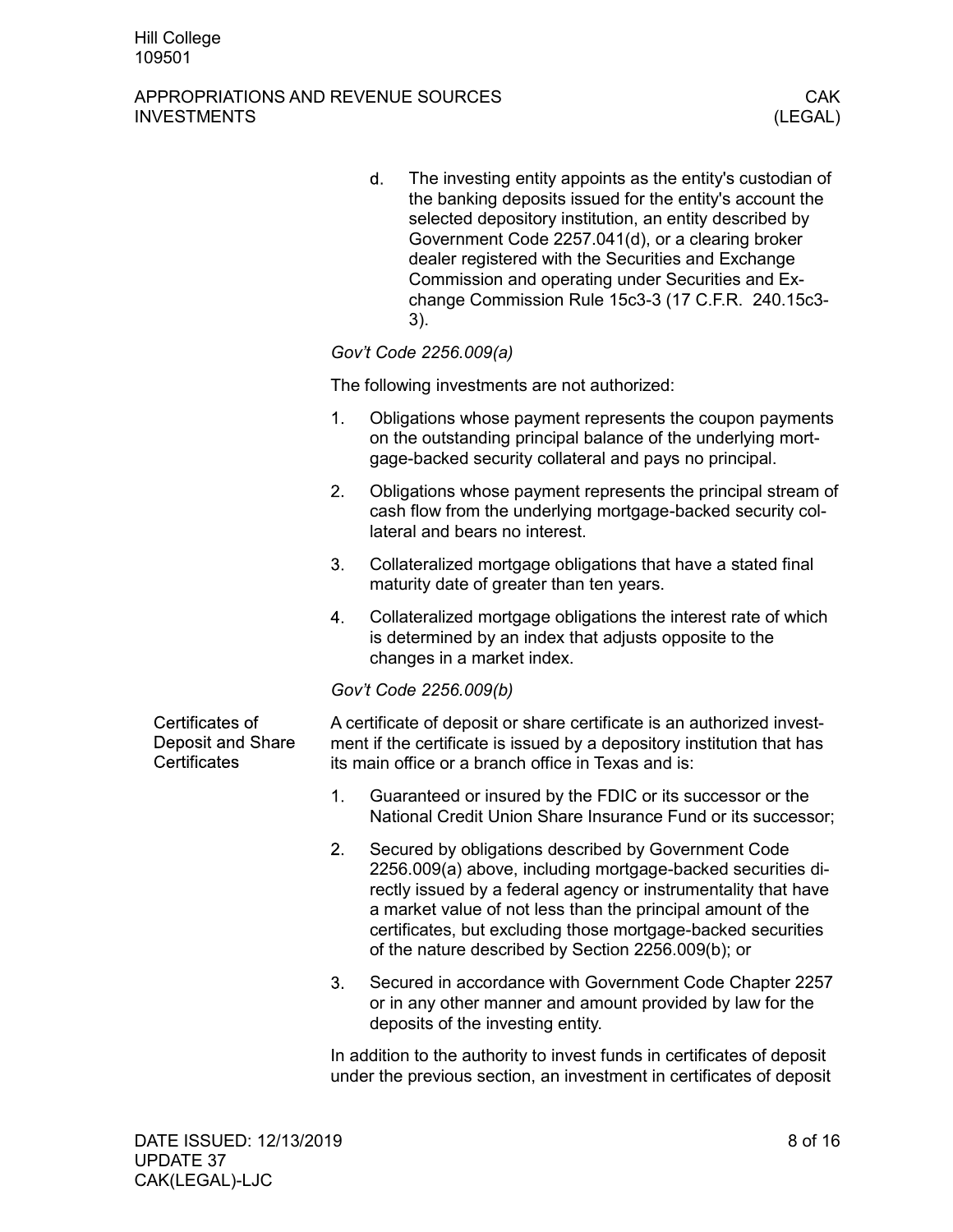d. The investing entity appoints as the entity's custodian of the banking deposits issued for the entity's account the selected depository institution, an entity described by Government Code 2257.041(d), or a clearing broker dealer registered with the Securities and Exchange Commission and operating under Securities and Exchange Commission Rule 15c3-3 (17 C.F.R. 240.15c3-3).

*Gov't Code 2256.009(a)*

The following investments are not authorized:

1. Obligations whose payment represents the coupon payments on the outstanding principal balance of the underlying mortgage-backed security collateral and pays no principal.
2. Obligations whose payment represents the principal stream of cash flow from the underlying mortgage-backed security collateral and bears no interest.
3. Collateralized mortgage obligations that have a stated final maturity date of greater than ten years.
4. Collateralized mortgage obligations the interest rate of which is determined by an index that adjusts opposite to the changes in a market index.

*Gov't Code 2256.009(b)*

## Certificates of Deposit and Share Certificates

A certificate of deposit or share certificate is an authorized investment if the certificate is issued by a depository institution that has its main office or a branch office in Texas and is:

1. Guaranteed or insured by the FDIC or its successor or the National Credit Union Share Insurance Fund or its successor;
2. Secured by obligations described by Government Code 2256.009(a) above, including mortgage-backed securities directly issued by a federal agency or instrumentality that have a market value of not less than the principal amount of the certificates, but excluding those mortgage-backed securities of the nature described by Section 2256.009(b); or
3. Secured in accordance with Government Code Chapter 2257 or in any other manner and amount provided by law for the deposits of the investing entity.

In addition to the authority to invest funds in certificates of deposit under the previous section, an investment in certificates of deposit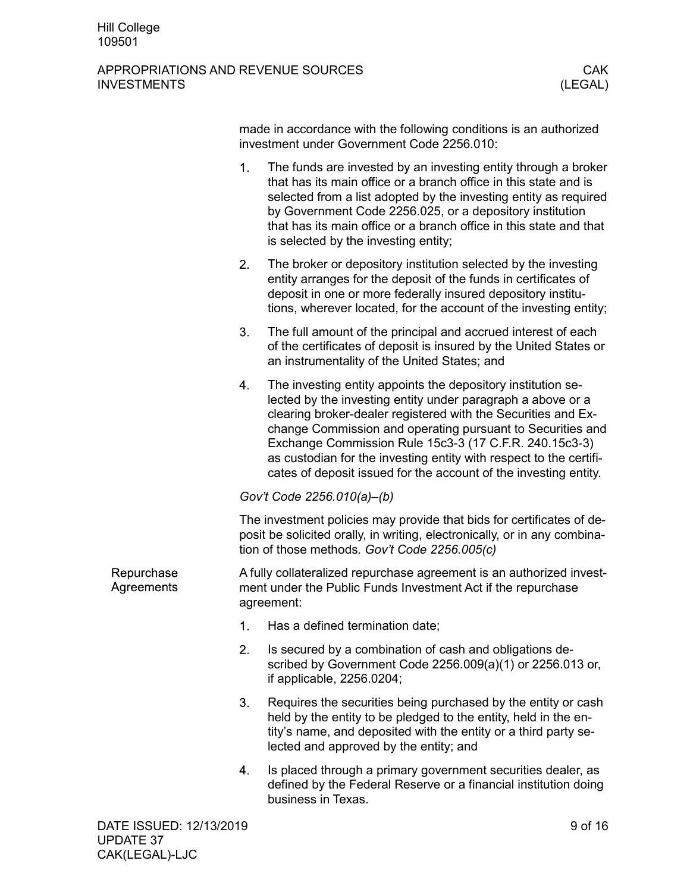made in accordance with the following conditions is an authorized investment under Government Code 2256.010:

1. The funds are invested by an investing entity through a broker that has its main office or a branch office in this state and is selected from a list adopted by the investing entity as required by Government Code 2256.025, or a depository institution that has its main office or a branch office in this state and that is selected by the investing entity;
2. The broker or depository institution selected by the investing entity arranges for the deposit of the funds in certificates of deposit in one or more federally insured depository institutions, wherever located, for the account of the investing entity;
3. The full amount of the principal and accrued interest of each of the certificates of deposit is insured by the United States or an instrumentality of the United States; and
4. The investing entity appoints the depository institution selected by the investing entity under paragraph a above or a clearing broker-dealer registered with the Securities and Exchange Commission and operating pursuant to Securities and Exchange Commission Rule 15c3-3 (17 C.F.R. 240.15c3-3) as custodian for the investing entity with respect to the certificates of deposit issued for the account of the investing entity.

*Gov't Code 2256.010(a)–(b)*

The investment policies may provide that bids for certificates of deposit be solicited orally, in writing, electronically, or in any combination of those methods. *Gov't Code 2256.005(c)*

## Repurchase Agreements

A fully collateralized repurchase agreement is an authorized investment under the Public Funds Investment Act if the repurchase agreement:

1. Has a defined termination date;
2. Is secured by a combination of cash and obligations described by Government Code 2256.009(a)(1) or 2256.013 or, if applicable, 2256.0204;
3. Requires the securities being purchased by the entity or cash held by the entity to be pledged to the entity, held in the entity's name, and deposited with the entity or a third party selected and approved by the entity; and
4. Is placed through a primary government securities dealer, as defined by the Federal Reserve or a financial institution doing business in Texas.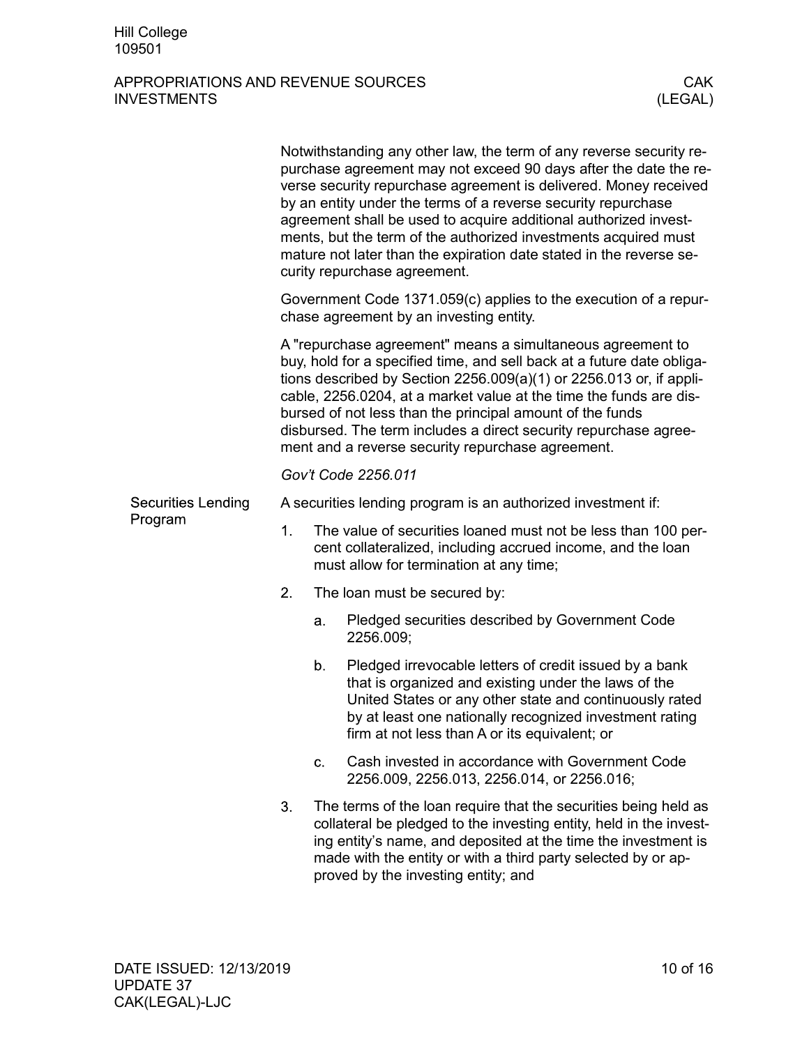Notwithstanding any other law, the term of any reverse security repurchase agreement may not exceed 90 days after the date the reverse security repurchase agreement is delivered. Money received by an entity under the terms of a reverse security repurchase agreement shall be used to acquire additional authorized investments, but the term of the authorized investments acquired must mature not later than the expiration date stated in the reverse security repurchase agreement.

Government Code 1371.059(c) applies to the execution of a repurchase agreement by an investing entity.

A "repurchase agreement" means a simultaneous agreement to buy, hold for a specified time, and sell back at a future date obligations described by Section 2256.009(a)(1) or 2256.013 or, if applicable, 2256.0204, at a market value at the time the funds are disbursed of not less than the principal amount of the funds disbursed. The term includes a direct security repurchase agreement and a reverse security repurchase agreement.

*Gov't Code 2256.011*

## Securities Lending Program

A securities lending program is an authorized investment if:

1. The value of securities loaned must not be less than 100 percent collateralized, including accrued income, and the loan must allow for termination at any time;
2. The loan must be secured by:
   a. Pledged securities described by Government Code 2256.009;
   b. Pledged irrevocable letters of credit issued by a bank that is organized and existing under the laws of the United States or any other state and continuously rated by at least one nationally recognized investment rating firm at not less than A or its equivalent; or
   c. Cash invested in accordance with Government Code 2256.009, 2256.013, 2256.014, or 2256.016;
3. The terms of the loan require that the securities being held as collateral be pledged to the investing entity, held in the investing entity's name, and deposited at the time the investment is made with the entity or with a third party selected by or approved by the investing entity; and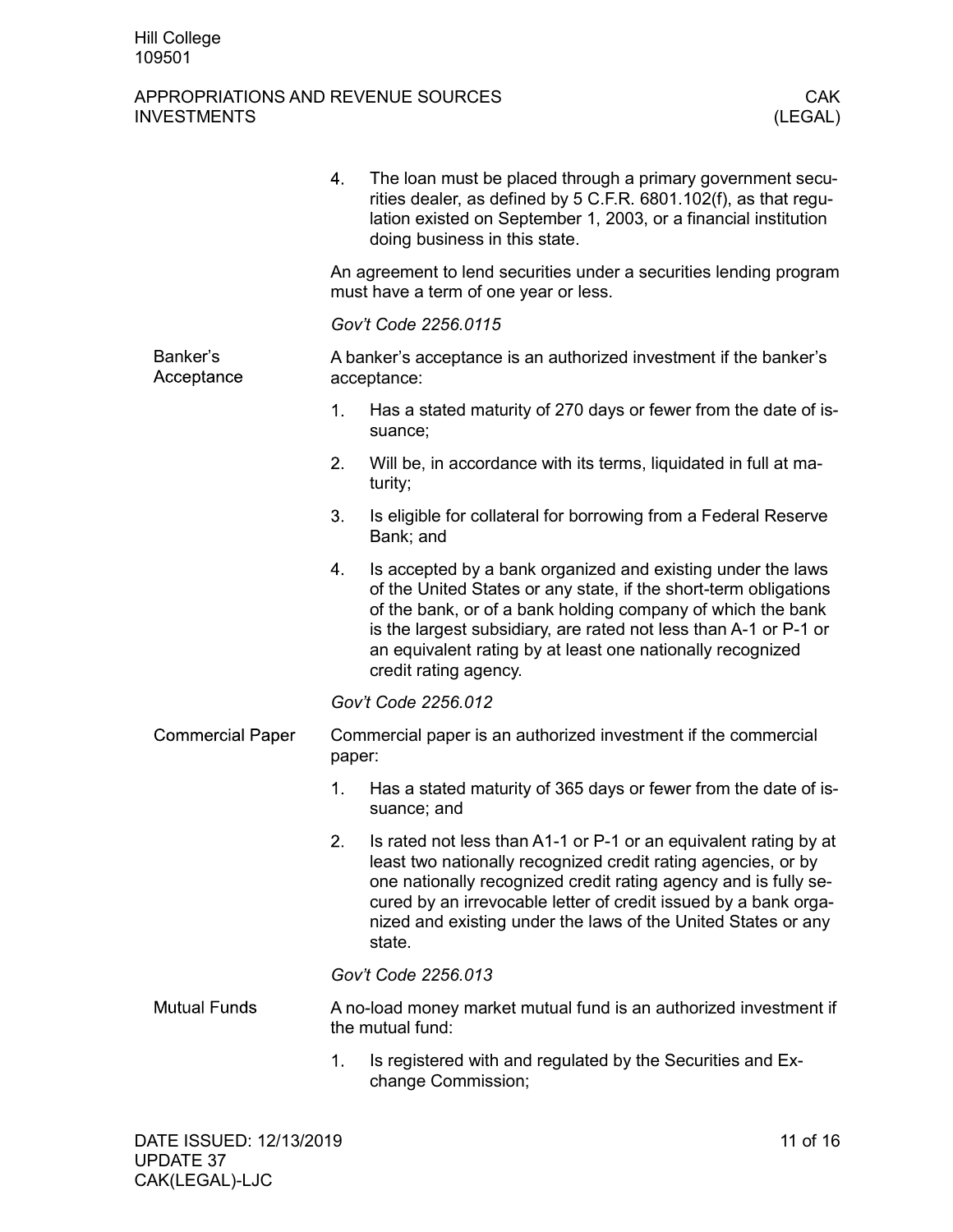4. The loan must be placed through a primary government securities dealer, as defined by 5 C.F.R. 6801.102(f), as that regulation existed on September 1, 2003, or a financial institution doing business in this state.

An agreement to lend securities under a securities lending program must have a term of one year or less.

*Gov't Code 2256.0115*

### Banker's Acceptance

A banker's acceptance is an authorized investment if the banker's acceptance:

1. Has a stated maturity of 270 days or fewer from the date of issuance;
2. Will be, in accordance with its terms, liquidated in full at maturity;
3. Is eligible for collateral for borrowing from a Federal Reserve Bank; and
4. Is accepted by a bank organized and existing under the laws of the United States or any state, if the short-term obligations of the bank, or of a bank holding company of which the bank is the largest subsidiary, are rated not less than A-1 or P-1 or an equivalent rating by at least one nationally recognized credit rating agency.

*Gov't Code 2256.012*

### Commercial Paper

Commercial paper is an authorized investment if the commercial paper:

1. Has a stated maturity of 365 days or fewer from the date of issuance; and
2. Is rated not less than A1-1 or P-1 or an equivalent rating by at least two nationally recognized credit rating agencies, or by one nationally recognized credit rating agency and is fully secured by an irrevocable letter of credit issued by a bank organized and existing under the laws of the United States or any state.

*Gov't Code 2256.013*

### Mutual Funds

A no-load money market mutual fund is an authorized investment if the mutual fund:

1. Is registered with and regulated by the Securities and Exchange Commission;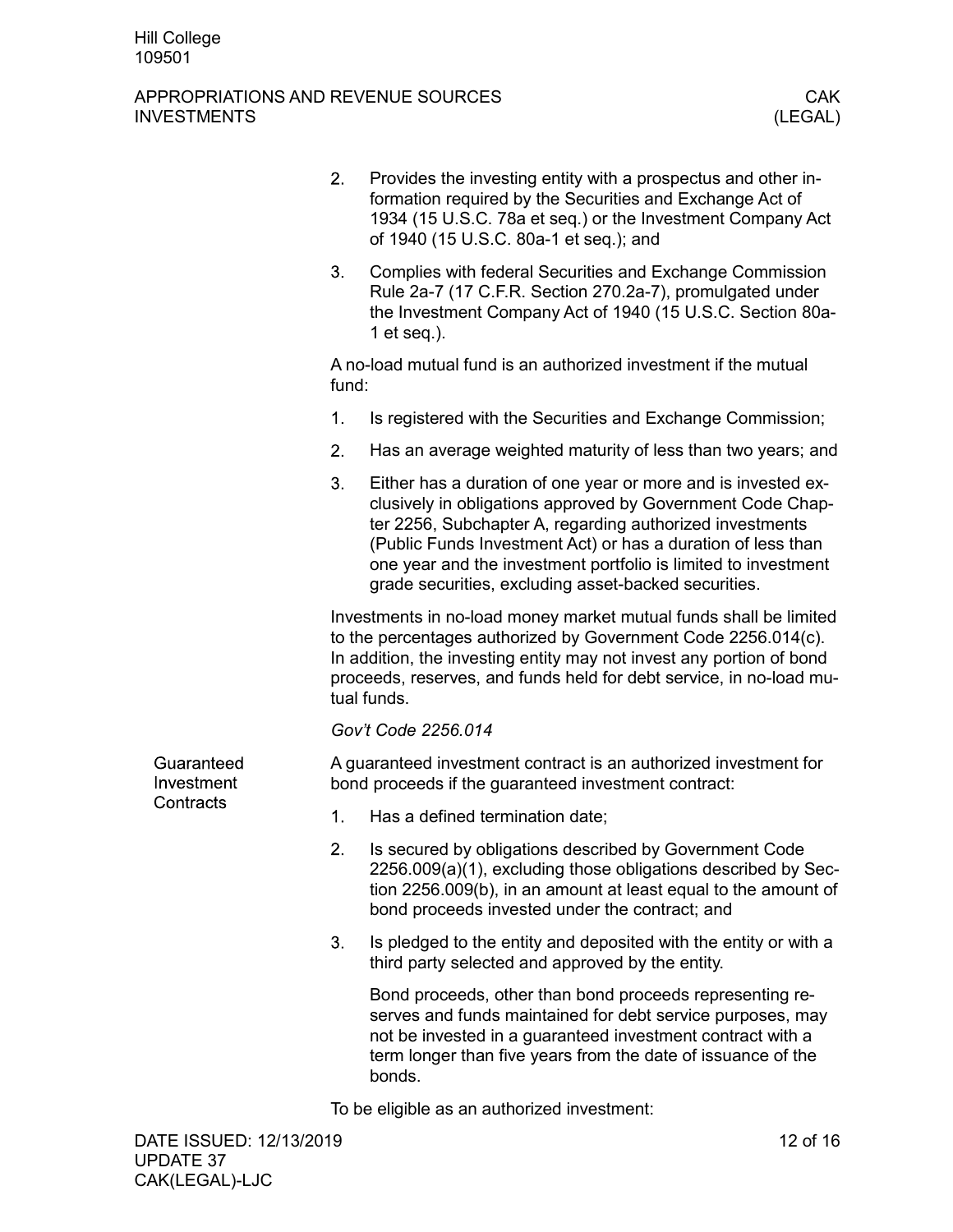2. Provides the investing entity with a prospectus and other information required by the Securities and Exchange Act of 1934 (15 U.S.C. 78a et seq.) or the Investment Company Act of 1940 (15 U.S.C. 80a-1 et seq.); and
3. Complies with federal Securities and Exchange Commission Rule 2a-7 (17 C.F.R. Section 270.2a-7), promulgated under the Investment Company Act of 1940 (15 U.S.C. Section 80a-1 et seq.).

A no-load mutual fund is an authorized investment if the mutual fund:

1. Is registered with the Securities and Exchange Commission;
2. Has an average weighted maturity of less than two years; and
3. Either has a duration of one year or more and is invested exclusively in obligations approved by Government Code Chapter 2256, Subchapter A, regarding authorized investments (Public Funds Investment Act) or has a duration of less than one year and the investment portfolio is limited to investment grade securities, excluding asset-backed securities.

Investments in no-load money market mutual funds shall be limited to the percentages authorized by Government Code 2256.014(c). In addition, the investing entity may not invest any portion of bond proceeds, reserves, and funds held for debt service, in no-load mutual funds.

*Gov't Code 2256.014*

**Guaranteed Investment Contracts**

A guaranteed investment contract is an authorized investment for bond proceeds if the guaranteed investment contract:

1. Has a defined termination date;
2. Is secured by obligations described by Government Code 2256.009(a)(1), excluding those obligations described by Section 2256.009(b), in an amount at least equal to the amount of bond proceeds invested under the contract; and
3. Is pledged to the entity and deposited with the entity or with a third party selected and approved by the entity.

   Bond proceeds, other than bond proceeds representing reserves and funds maintained for debt service purposes, may not be invested in a guaranteed investment contract with a term longer than five years from the date of issuance of the bonds.

To be eligible as an authorized investment: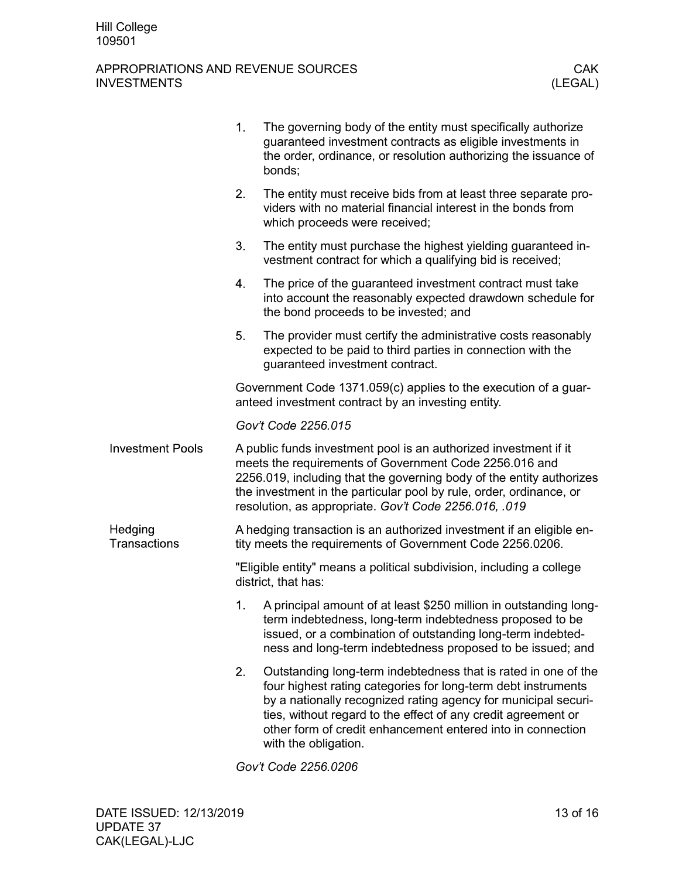1. The governing body of the entity must specifically authorize guaranteed investment contracts as eligible investments in the order, ordinance, or resolution authorizing the issuance of bonds;
2. The entity must receive bids from at least three separate providers with no material financial interest in the bonds from which proceeds were received;
3. The entity must purchase the highest yielding guaranteed investment contract for which a qualifying bid is received;
4. The price of the guaranteed investment contract must take into account the reasonably expected drawdown schedule for the bond proceeds to be invested; and
5. The provider must certify the administrative costs reasonably expected to be paid to third parties in connection with the guaranteed investment contract.

Government Code 1371.059(c) applies to the execution of a guaranteed investment contract by an investing entity.

*Gov't Code 2256.015*

## Investment Pools

A public funds investment pool is an authorized investment if it meets the requirements of Government Code 2256.016 and 2256.019, including that the governing body of the entity authorizes the investment in the particular pool by rule, order, ordinance, or resolution, as appropriate. *Gov't Code 2256.016, .019*

## Hedging Transactions

A hedging transaction is an authorized investment if an eligible entity meets the requirements of Government Code 2256.0206.

"Eligible entity" means a political subdivision, including a college district, that has:

1. A principal amount of at least $250 million in outstanding long-term indebtedness, long-term indebtedness proposed to be issued, or a combination of outstanding long-term indebtedness and long-term indebtedness proposed to be issued; and
2. Outstanding long-term indebtedness that is rated in one of the four highest rating categories for long-term debt instruments by a nationally recognized rating agency for municipal securities, without regard to the effect of any credit agreement or other form of credit enhancement entered into in connection with the obligation.

*Gov't Code 2256.0206*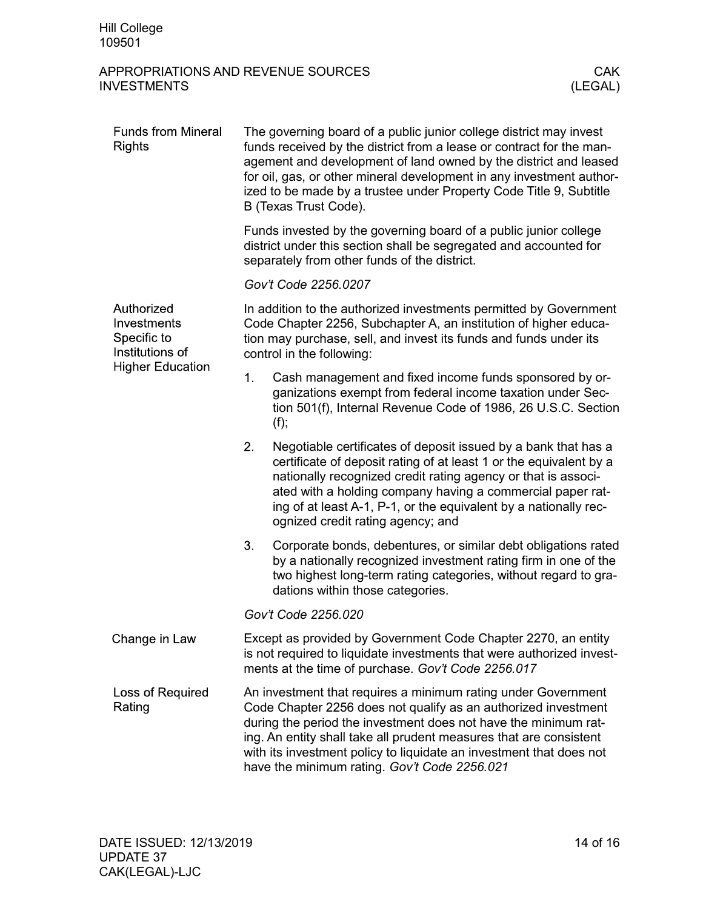## Funds from Mineral Rights

The governing board of a public junior college district may invest funds received by the district from a lease or contract for the management and development of land owned by the district and leased for oil, gas, or other mineral development in any investment authorized to be made by a trustee under Property Code Title 9, Subtitle B (Texas Trust Code).

Funds invested by the governing board of a public junior college district under this section shall be segregated and accounted for separately from other funds of the district.

*Gov't Code 2256.0207*

## Authorized Investments Specific to Institutions of Higher Education

In addition to the authorized investments permitted by Government Code Chapter 2256, Subchapter A, an institution of higher education may purchase, sell, and invest its funds and funds under its control in the following:

1. Cash management and fixed income funds sponsored by organizations exempt from federal income taxation under Section 501(f), Internal Revenue Code of 1986, 26 U.S.C. Section (f);
2. Negotiable certificates of deposit issued by a bank that has a certificate of deposit rating of at least 1 or the equivalent by a nationally recognized credit rating agency or that is associated with a holding company having a commercial paper rating of at least A-1, P-1, or the equivalent by a nationally recognized credit rating agency; and
3. Corporate bonds, debentures, or similar debt obligations rated by a nationally recognized investment rating firm in one of the two highest long-term rating categories, without regard to gradations within those categories.

*Gov't Code 2256.020*

## Change in Law

Except as provided by Government Code Chapter 2270, an entity is not required to liquidate investments that were authorized investments at the time of purchase. *Gov't Code 2256.017*

## Loss of Required Rating

An investment that requires a minimum rating under Government Code Chapter 2256 does not qualify as an authorized investment during the period the investment does not have the minimum rating. An entity shall take all prudent measures that are consistent with its investment policy to liquidate an investment that does not have the minimum rating. *Gov't Code 2256.021*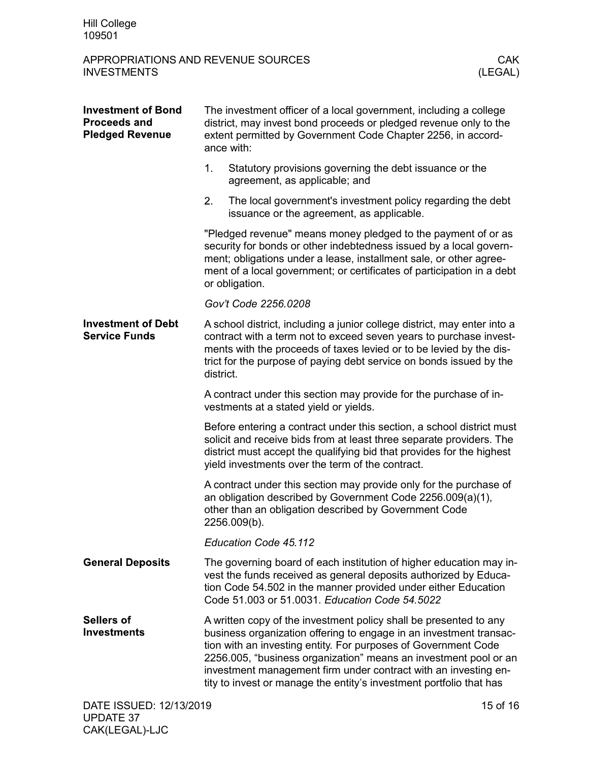## Investment of Bond Proceeds and Pledged Revenue

The investment officer of a local government, including a college district, may invest bond proceeds or pledged revenue only to the extent permitted by Government Code Chapter 2256, in accordance with:

1. Statutory provisions governing the debt issuance or the agreement, as applicable; and
2. The local government's investment policy regarding the debt issuance or the agreement, as applicable.

"Pledged revenue" means money pledged to the payment of or as security for bonds or other indebtedness issued by a local government; obligations under a lease, installment sale, or other agreement of a local government; or certificates of participation in a debt or obligation.

*Gov't Code 2256.0208*

## Investment of Debt Service Funds

A school district, including a junior college district, may enter into a contract with a term not to exceed seven years to purchase investments with the proceeds of taxes levied or to be levied by the district for the purpose of paying debt service on bonds issued by the district.

A contract under this section may provide for the purchase of investments at a stated yield or yields.

Before entering a contract under this section, a school district must solicit and receive bids from at least three separate providers. The district must accept the qualifying bid that provides for the highest yield investments over the term of the contract.

A contract under this section may provide only for the purchase of an obligation described by Government Code 2256.009(a)(1), other than an obligation described by Government Code 2256.009(b).

*Education Code 45.112*

## General Deposits

The governing board of each institution of higher education may invest the funds received as general deposits authorized by Education Code 54.502 in the manner provided under either Education Code 51.003 or 51.0031. *Education Code 54.5022*

## Sellers of Investments

A written copy of the investment policy shall be presented to any business organization offering to engage in an investment transaction with an investing entity. For purposes of Government Code 2256.005, "business organization" means an investment pool or an investment management firm under contract with an investing entity to invest or manage the entity's investment portfolio that has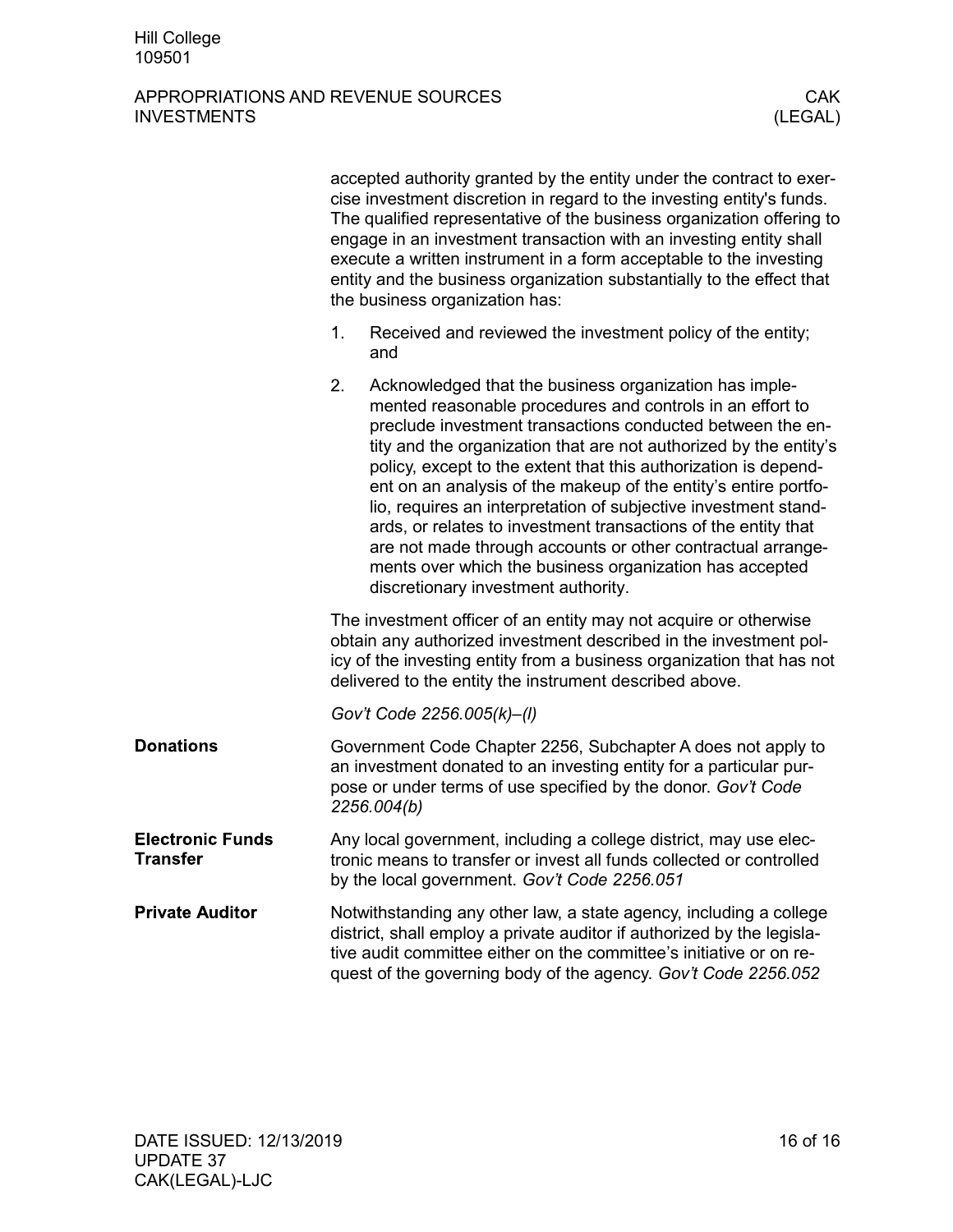accepted authority granted by the entity under the contract to exercise investment discretion in regard to the investing entity's funds. The qualified representative of the business organization offering to engage in an investment transaction with an investing entity shall execute a written instrument in a form acceptable to the investing entity and the business organization substantially to the effect that the business organization has:

1. Received and reviewed the investment policy of the entity; and
2. Acknowledged that the business organization has implemented reasonable procedures and controls in an effort to preclude investment transactions conducted between the entity and the organization that are not authorized by the entity's policy, except to the extent that this authorization is dependent on an analysis of the makeup of the entity's entire portfolio, requires an interpretation of subjective investment standards, or relates to investment transactions of the entity that are not made through accounts or other contractual arrangements over which the business organization has accepted discretionary investment authority.

The investment officer of an entity may not acquire or otherwise obtain any authorized investment described in the investment policy of the investing entity from a business organization that has not delivered to the entity the instrument described above.

*Gov't Code 2256.005(k)–(l)*

**Donations**

Government Code Chapter 2256, Subchapter A does not apply to an investment donated to an investing entity for a particular purpose or under terms of use specified by the donor. *Gov't Code 2256.004(b)*

**Electronic Funds Transfer**

Any local government, including a college district, may use electronic means to transfer or invest all funds collected or controlled by the local government. *Gov't Code 2256.051*

**Private Auditor**

Notwithstanding any other law, a state agency, including a college district, shall employ a private auditor if authorized by the legislative audit committee either on the committee's initiative or on request of the governing body of the agency. *Gov't Code 2256.052*